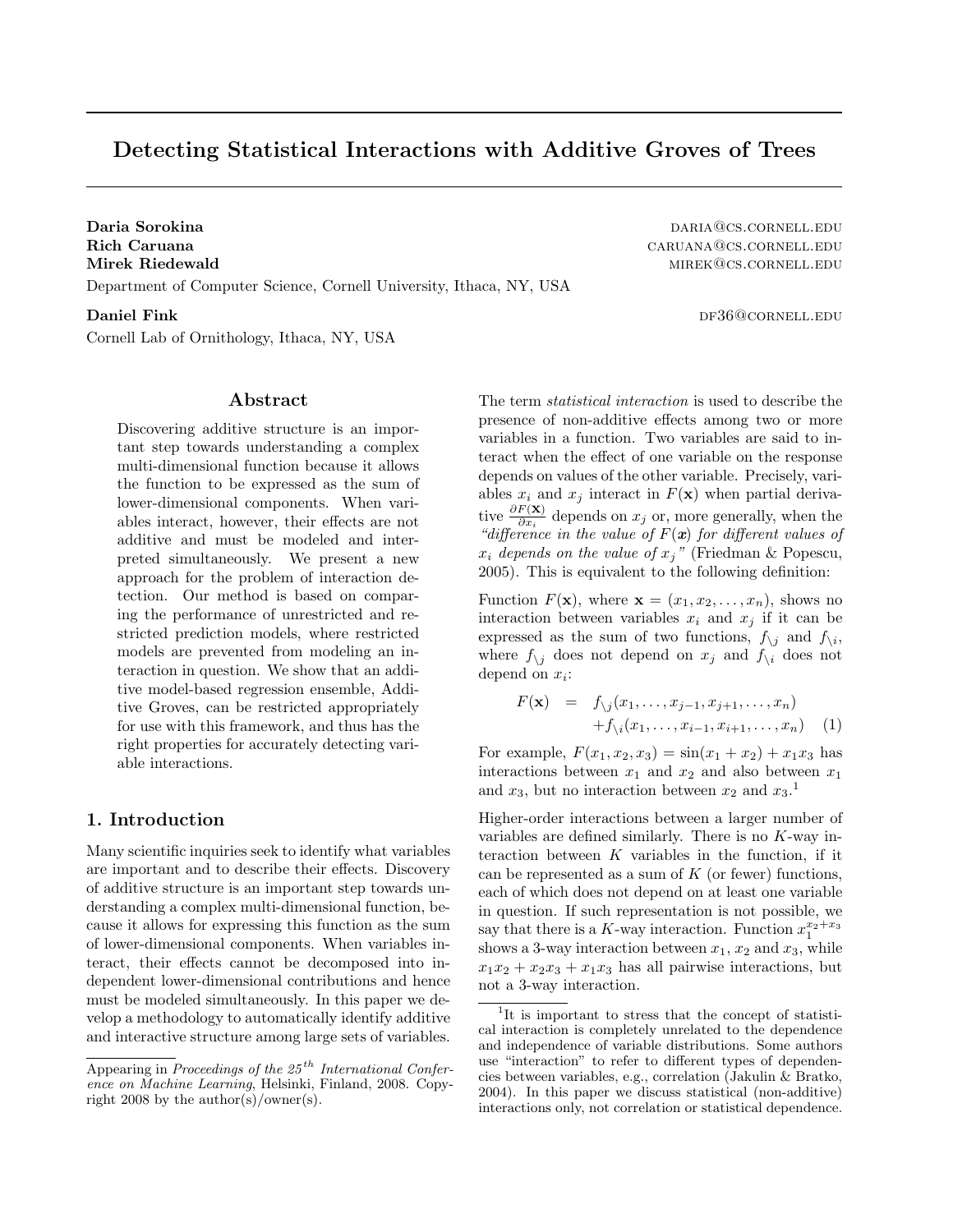# Detecting Statistical Interactions with Additive Groves of Trees

**Daria Sorokina** DARIA@CS.CORNELL.EDU
**Rich Caruana** CARUANA@CS.CORNELL.EDU
**Mirek Riedewald** MIREK@CS.CORNELL.EDU
Department of Computer Science, Cornell University, Ithaca, NY, USA

**Daniel Fink** DF36@CORNELL.EDU
Cornell Lab of Ornithology, Ithaca, NY, USA

## Abstract

Discovering additive structure is an important step towards understanding a complex multi-dimensional function because it allows the function to be expressed as the sum of lower-dimensional components. When variables interact, however, their effects are not additive and must be modeled and interpreted simultaneously. We present a new approach for the problem of interaction detection. Our method is based on comparing the performance of unrestricted and restricted prediction models, where restricted models are prevented from modeling an interaction in question. We show that an additive model-based regression ensemble, Additive Groves, can be restricted appropriately for use with this framework, and thus has the right properties for accurately detecting variable interactions.

## 1. Introduction

Many scientific inquiries seek to identify what variables are important and to describe their effects. Discovery of additive structure is an important step towards understanding a complex multi-dimensional function, because it allows for expressing this function as the sum of lower-dimensional components. When variables interact, their effects cannot be decomposed into independent lower-dimensional contributions and hence must be modeled simultaneously. In this paper we develop a methodology to automatically identify additive and interactive structure among large sets of variables.

The term *statistical interaction* is used to describe the presence of non-additive effects among two or more variables in a function. Two variables are said to interact when the effect of one variable on the response depends on values of the other variable. Precisely, variables $x_i$ and $x_j$ interact in $F(\mathbf{x})$ when partial derivative $\frac{\partial F(\mathbf{x})}{\partial x_i}$ depends on $x_j$ or, more generally, when the *"difference in the value of $F(\boldsymbol{x})$ for different values of $x_i$ depends on the value of $x_j$"* (Friedman & Popescu, 2005). This is equivalent to the following definition:

Function $F(\mathbf{x})$, where $\mathbf{x} = (x_1, x_2, \ldots, x_n)$, shows no interaction between variables $x_i$ and $x_j$ if it can be expressed as the sum of two functions, $f_{\setminus j}$ and $f_{\setminus i}$, where $f_{\setminus j}$ does not depend on $x_j$ and $f_{\setminus i}$ does not depend on $x_i$:

$$
\begin{aligned}
F(\mathbf{x}) \quad = \quad & f_{\setminus j}(x_1, \ldots, x_{j-1}, x_{j+1}, \ldots, x_n) \\
& + f_{\setminus i}(x_1, \ldots, x_{i-1}, x_{i+1}, \ldots, x_n) \quad (1)
\end{aligned}
$$

For example, $F(x_1, x_2, x_3) = \sin(x_1 + x_2) + x_1 x_3$ has interactions between $x_1$ and $x_2$ and also between $x_1$ and $x_3$, but no interaction between $x_2$ and $x_3$.[1]

Higher-order interactions between a larger number of variables are defined similarly. There is no $K$-way interaction between $K$ variables in the function, if it can be represented as a sum of $K$ (or fewer) functions, each of which does not depend on at least one variable in question. If such representation is not possible, we say that there is a $K$-way interaction. Function $x_1^{x_2+x_3}$ shows a 3-way interaction between $x_1$, $x_2$ and $x_3$, while $x_1x_2 + x_2x_3 + x_1x_3$ has all pairwise interactions, but not a 3-way interaction.

[1] It is important to stress that the concept of statistical interaction is completely unrelated to the dependence and independence of variable distributions. Some authors use "interaction" to refer to different types of dependencies between variables, e.g., correlation (Jakulin & Bratko, 2004). In this paper we discuss statistical (non-additive) interactions only, not correlation or statistical dependence.

Appearing in *Proceedings of the 25th International Conference on Machine Learning*, Helsinki, Finland, 2008. Copyright 2008 by the author(s)/owner(s).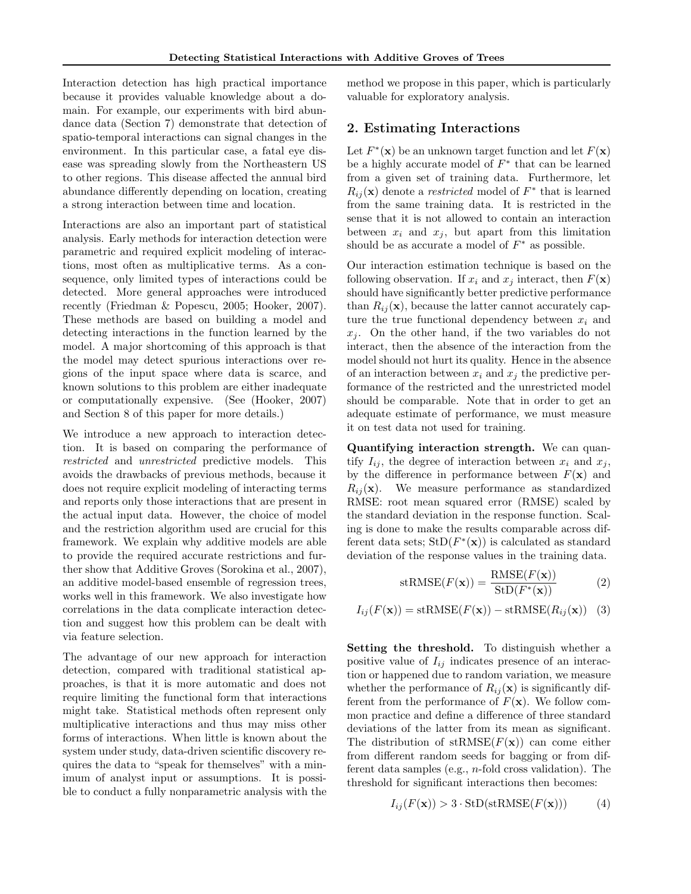Interaction detection has high practical importance because it provides valuable knowledge about a domain. For example, our experiments with bird abundance data (Section 7) demonstrate that detection of spatio-temporal interactions can signal changes in the environment. In this particular case, a fatal eye disease was spreading slowly from the Northeastern US to other regions. This disease affected the annual bird abundance differently depending on location, creating a strong interaction between time and location.

Interactions are also an important part of statistical analysis. Early methods for interaction detection were parametric and required explicit modeling of interactions, most often as multiplicative terms. As a consequence, only limited types of interactions could be detected. More general approaches were introduced recently (Friedman & Popescu, 2005; Hooker, 2007). These methods are based on building a model and detecting interactions in the function learned by the model. A major shortcoming of this approach is that the model may detect spurious interactions over regions of the input space where data is scarce, and known solutions to this problem are either inadequate or computationally expensive. (See (Hooker, 2007) and Section 8 of this paper for more details.)

We introduce a new approach to interaction detection. It is based on comparing the performance of *restricted* and *unrestricted* predictive models. This avoids the drawbacks of previous methods, because it does not require explicit modeling of interacting terms and reports only those interactions that are present in the actual input data. However, the choice of model and the restriction algorithm used are crucial for this framework. We explain why additive models are able to provide the required accurate restrictions and further show that Additive Groves (Sorokina et al., 2007), an additive model-based ensemble of regression trees, works well in this framework. We also investigate how correlations in the data complicate interaction detection and suggest how this problem can be dealt with via feature selection.

The advantage of our new approach for interaction detection, compared with traditional statistical approaches, is that it is more automatic and does not require limiting the functional form that interactions might take. Statistical methods often represent only multiplicative interactions and thus may miss other forms of interactions. When little is known about the system under study, data-driven scientific discovery requires the data to "speak for themselves" with a minimum of analyst input or assumptions. It is possible to conduct a fully nonparametric analysis with the method we propose in this paper, which is particularly valuable for exploratory analysis.

## 2. Estimating Interactions

Let $F^*(\mathbf{x})$ be an unknown target function and let $F(\mathbf{x})$ be a highly accurate model of $F^*$ that can be learned from a given set of training data. Furthermore, let $R_{ij}(\mathbf{x})$ denote a *restricted* model of $F^*$ that is learned from the same training data. It is restricted in the sense that it is not allowed to contain an interaction between $x_i$ and $x_j$, but apart from this limitation should be as accurate a model of $F^*$ as possible.

Our interaction estimation technique is based on the following observation. If $x_i$ and $x_j$ interact, then $F(\mathbf{x})$ should have significantly better predictive performance than $R_{ij}(\mathbf{x})$, because the latter cannot accurately capture the true functional dependency between $x_i$ and $x_j$. On the other hand, if the two variables do not interact, then the absence of the interaction from the model should not hurt its quality. Hence in the absence of an interaction between $x_i$ and $x_j$ the predictive performance of the restricted and the unrestricted model should be comparable. Note that in order to get an adequate estimate of performance, we must measure it on test data not used for training.

**Quantifying interaction strength.** We can quantify $I_{ij}$, the degree of interaction between $x_i$ and $x_j$, by the difference in performance between $F(\mathbf{x})$ and $R_{ij}(\mathbf{x})$. We measure performance as standardized RMSE: root mean squared error (RMSE) scaled by the standard deviation in the response function. Scaling is done to make the results comparable across different data sets; $\mathrm{StD}(F^*(\mathbf{x}))$ is calculated as standard deviation of the response values in the training data.

$$\mathrm{stRMSE}(F(\mathbf{x})) = \frac{\mathrm{RMSE}(F(\mathbf{x}))}{\mathrm{StD}(F^*(\mathbf{x}))} \quad (2)$$

$$I_{ij}(F(\mathbf{x})) = \mathrm{stRMSE}(F(\mathbf{x})) - \mathrm{stRMSE}(R_{ij}(\mathbf{x})) \quad (3)$$

**Setting the threshold.** To distinguish whether a positive value of $I_{ij}$ indicates presence of an interaction or happened due to random variation, we measure whether the performance of $R_{ij}(\mathbf{x})$ is significantly different from the performance of $F(\mathbf{x})$. We follow common practice and define a difference of three standard deviations of the latter from its mean as significant. The distribution of $\mathrm{stRMSE}(F(\mathbf{x}))$ can come either from different random seeds for bagging or from different data samples (e.g., $n$-fold cross validation). The threshold for significant interactions then becomes:

$$I_{ij}(F(\mathbf{x})) > 3 \cdot \mathrm{StD}(\mathrm{stRMSE}(F(\mathbf{x}))) \quad (4)$$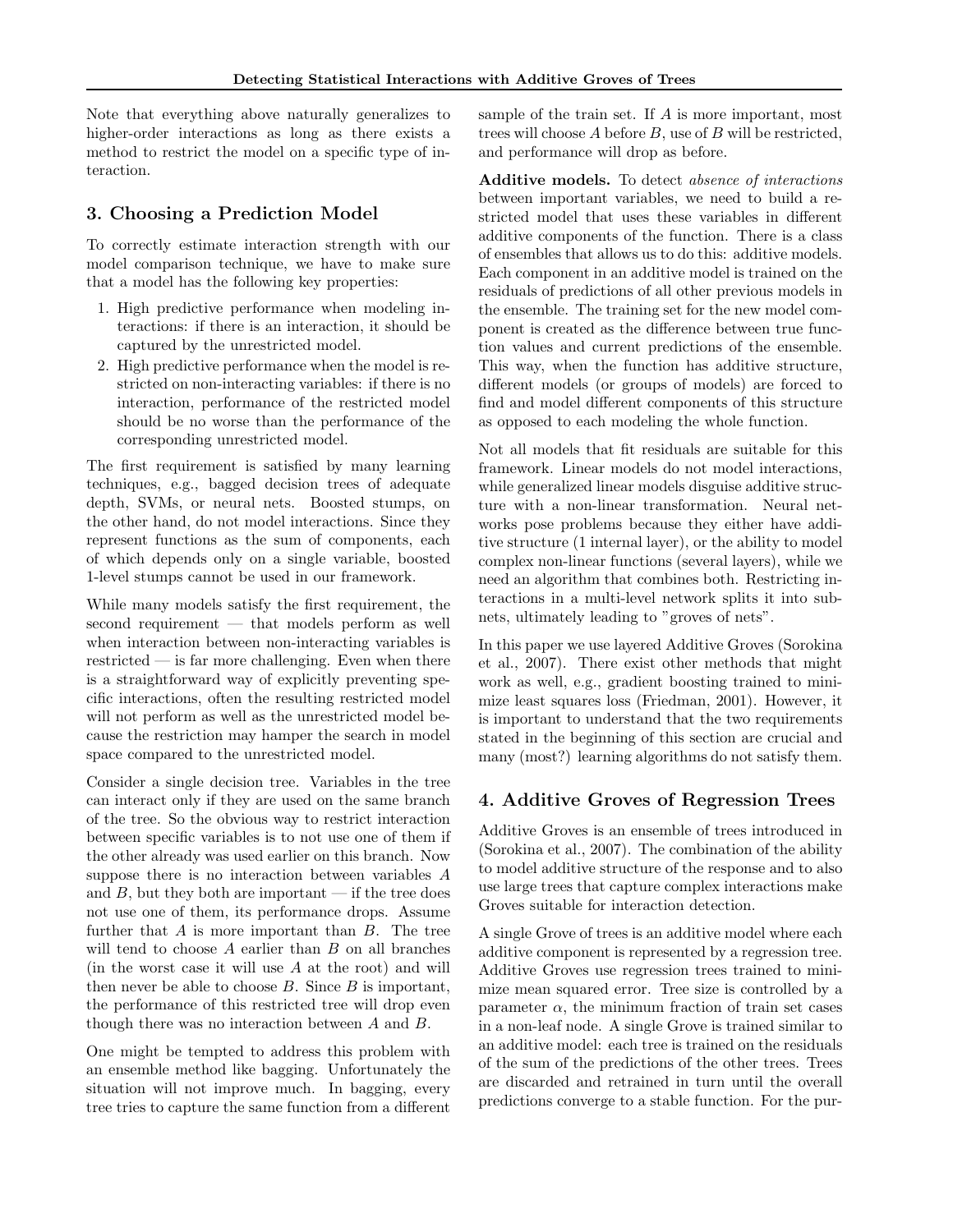Note that everything above naturally generalizes to higher-order interactions as long as there exists a method to restrict the model on a specific type of interaction.

## 3. Choosing a Prediction Model

To correctly estimate interaction strength with our model comparison technique, we have to make sure that a model has the following key properties:

1. High predictive performance when modeling interactions: if there is an interaction, it should be captured by the unrestricted model.
2. High predictive performance when the model is restricted on non-interacting variables: if there is no interaction, performance of the restricted model should be no worse than the performance of the corresponding unrestricted model.

The first requirement is satisfied by many learning techniques, e.g., bagged decision trees of adequate depth, SVMs, or neural nets. Boosted stumps, on the other hand, do not model interactions. Since they represent functions as the sum of components, each of which depends only on a single variable, boosted 1-level stumps cannot be used in our framework.

While many models satisfy the first requirement, the second requirement — that models perform as well when interaction between non-interacting variables is restricted — is far more challenging. Even when there is a straightforward way of explicitly preventing specific interactions, often the resulting restricted model will not perform as well as the unrestricted model because the restriction may hamper the search in model space compared to the unrestricted model.

Consider a single decision tree. Variables in the tree can interact only if they are used on the same branch of the tree. So the obvious way to restrict interaction between specific variables is to not use one of them if the other already was used earlier on this branch. Now suppose there is no interaction between variables $A$ and $B$, but they both are important — if the tree does not use one of them, its performance drops. Assume further that $A$ is more important than $B$. The tree will tend to choose $A$ earlier than $B$ on all branches (in the worst case it will use $A$ at the root) and will then never be able to choose $B$. Since $B$ is important, the performance of this restricted tree will drop even though there was no interaction between $A$ and $B$.

One might be tempted to address this problem with an ensemble method like bagging. Unfortunately the situation will not improve much. In bagging, every tree tries to capture the same function from a different sample of the train set. If $A$ is more important, most trees will choose $A$ before $B$, use of $B$ will be restricted, and performance will drop as before.

**Additive models.** To detect *absence of interactions* between important variables, we need to build a restricted model that uses these variables in different additive components of the function. There is a class of ensembles that allows us to do this: additive models. Each component in an additive model is trained on the residuals of predictions of all other previous models in the ensemble. The training set for the new model component is created as the difference between true function values and current predictions of the ensemble. This way, when the function has additive structure, different models (or groups of models) are forced to find and model different components of this structure as opposed to each modeling the whole function.

Not all models that fit residuals are suitable for this framework. Linear models do not model interactions, while generalized linear models disguise additive structure with a non-linear transformation. Neural networks pose problems because they either have additive structure (1 internal layer), or the ability to model complex non-linear functions (several layers), while we need an algorithm that combines both. Restricting interactions in a multi-level network splits it into subnets, ultimately leading to "groves of nets".

In this paper we use layered Additive Groves (Sorokina et al., 2007). There exist other methods that might work as well, e.g., gradient boosting trained to minimize least squares loss (Friedman, 2001). However, it is important to understand that the two requirements stated in the beginning of this section are crucial and many (most?) learning algorithms do not satisfy them.

## 4. Additive Groves of Regression Trees

Additive Groves is an ensemble of trees introduced in (Sorokina et al., 2007). The combination of the ability to model additive structure of the response and to also use large trees that capture complex interactions make Groves suitable for interaction detection.

A single Grove of trees is an additive model where each additive component is represented by a regression tree. Additive Groves use regression trees trained to minimize mean squared error. Tree size is controlled by a parameter $\alpha$, the minimum fraction of train set cases in a non-leaf node. A single Grove is trained similar to an additive model: each tree is trained on the residuals of the sum of the predictions of the other trees. Trees are discarded and retrained in turn until the overall predictions converge to a stable function. For the pur-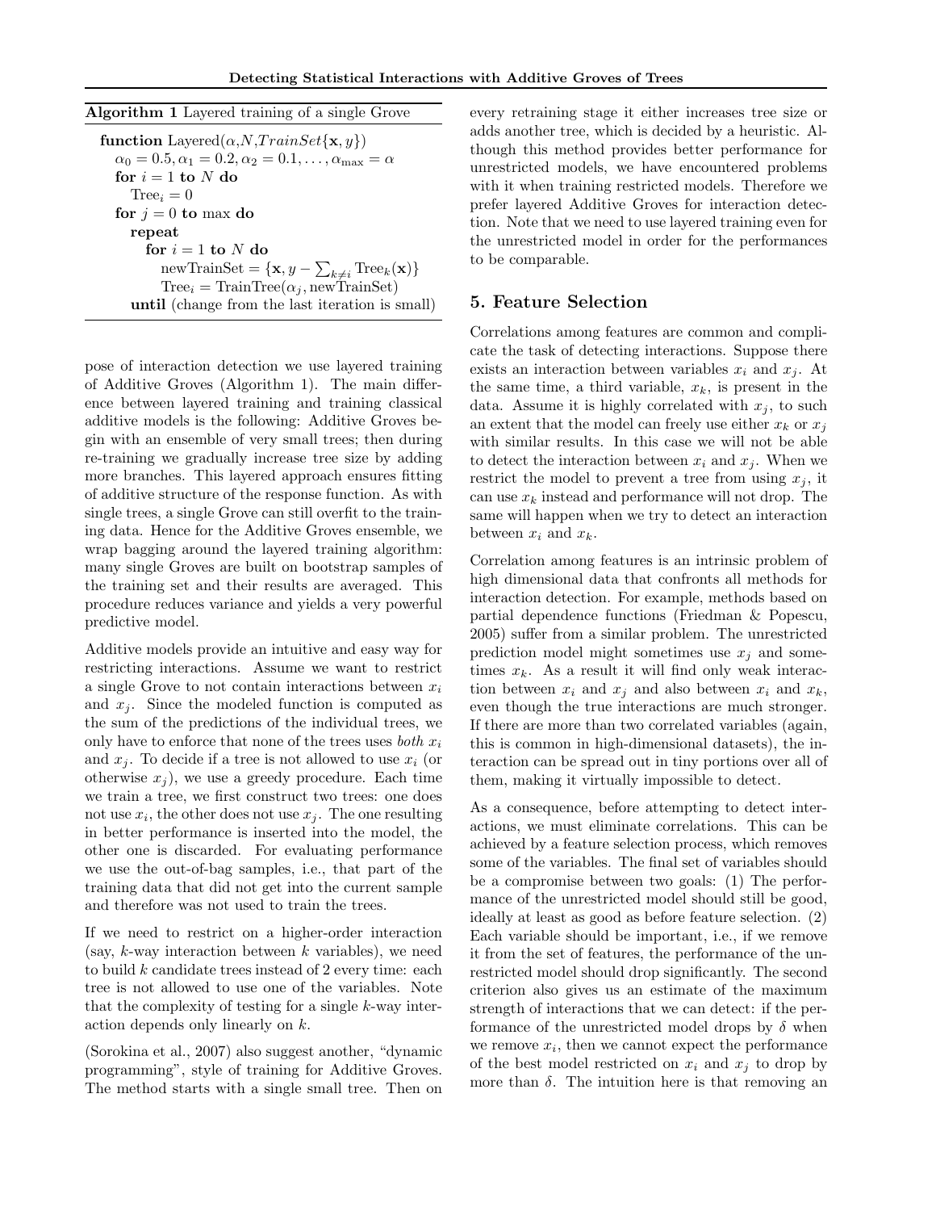**Algorithm 1** Layered training of a single Grove

```
function Layered(α,N,TrainSet{x, y})
  α_0 = 0.5, α_1 = 0.2, α_2 = 0.1, ..., α_max = α
  for i = 1 to N do
    Tree_i = 0
  for j = 0 to max do
    repeat
      for i = 1 to N do
        newTrainSet = {x, y − Σ_{k≠i} Tree_k(x)}
        Tree_i = TrainTree(α_j, newTrainSet)
    until (change from the last iteration is small)
```

pose of interaction detection we use layered training of Additive Groves (Algorithm 1). The main difference between layered training and training classical additive models is the following: Additive Groves begin with an ensemble of very small trees; then during re-training we gradually increase tree size by adding more branches. This layered approach ensures fitting of additive structure of the response function. As with single trees, a single Grove can still overfit to the training data. Hence for the Additive Groves ensemble, we wrap bagging around the layered training algorithm: many single Groves are built on bootstrap samples of the training set and their results are averaged. This procedure reduces variance and yields a very powerful predictive model.

Additive models provide an intuitive and easy way for restricting interactions. Assume we want to restrict a single Grove to not contain interactions between $x_i$ and $x_j$. Since the modeled function is computed as the sum of the predictions of the individual trees, we only have to enforce that none of the trees uses *both* $x_i$ and $x_j$. To decide if a tree is not allowed to use $x_i$ (or otherwise $x_j$), we use a greedy procedure. Each time we train a tree, we first construct two trees: one does not use $x_i$, the other does not use $x_j$. The one resulting in better performance is inserted into the model, the other one is discarded. For evaluating performance we use the out-of-bag samples, i.e., that part of the training data that did not get into the current sample and therefore was not used to train the trees.

If we need to restrict on a higher-order interaction (say, $k$-way interaction between $k$ variables), we need to build $k$ candidate trees instead of 2 every time: each tree is not allowed to use one of the variables. Note that the complexity of testing for a single $k$-way interaction depends only linearly on $k$.

(Sorokina et al., 2007) also suggest another, "dynamic programming", style of training for Additive Groves. The method starts with a single small tree. Then on every retraining stage it either increases tree size or adds another tree, which is decided by a heuristic. Although this method provides better performance for unrestricted models, we have encountered problems with it when training restricted models. Therefore we prefer layered Additive Groves for interaction detection. Note that we need to use layered training even for the unrestricted model in order for the performances to be comparable.

## 5. Feature Selection

Correlations among features are common and complicate the task of detecting interactions. Suppose there exists an interaction between variables $x_i$ and $x_j$. At the same time, a third variable, $x_k$, is present in the data. Assume it is highly correlated with $x_j$, to such an extent that the model can freely use either $x_k$ or $x_j$ with similar results. In this case we will not be able to detect the interaction between $x_i$ and $x_j$. When we restrict the model to prevent a tree from using $x_j$, it can use $x_k$ instead and performance will not drop. The same will happen when we try to detect an interaction between $x_i$ and $x_k$.

Correlation among features is an intrinsic problem of high dimensional data that confronts all methods for interaction detection. For example, methods based on partial dependence functions (Friedman & Popescu, 2005) suffer from a similar problem. The unrestricted prediction model might sometimes use $x_j$ and sometimes $x_k$. As a result it will find only weak interaction between $x_i$ and $x_j$ and also between $x_i$ and $x_k$, even though the true interactions are much stronger. If there are more than two correlated variables (again, this is common in high-dimensional datasets), the interaction can be spread out in tiny portions over all of them, making it virtually impossible to detect.

As a consequence, before attempting to detect interactions, we must eliminate correlations. This can be achieved by a feature selection process, which removes some of the variables. The final set of variables should be a compromise between two goals: (1) The performance of the unrestricted model should still be good, ideally at least as good as before feature selection. (2) Each variable should be important, i.e., if we remove it from the set of features, the performance of the unrestricted model should drop significantly. The second criterion also gives us an estimate of the maximum strength of interactions that we can detect: if the performance of the unrestricted model drops by $\delta$ when we remove $x_i$, then we cannot expect the performance of the best model restricted on $x_i$ and $x_j$ to drop by more than $\delta$. The intuition here is that removing an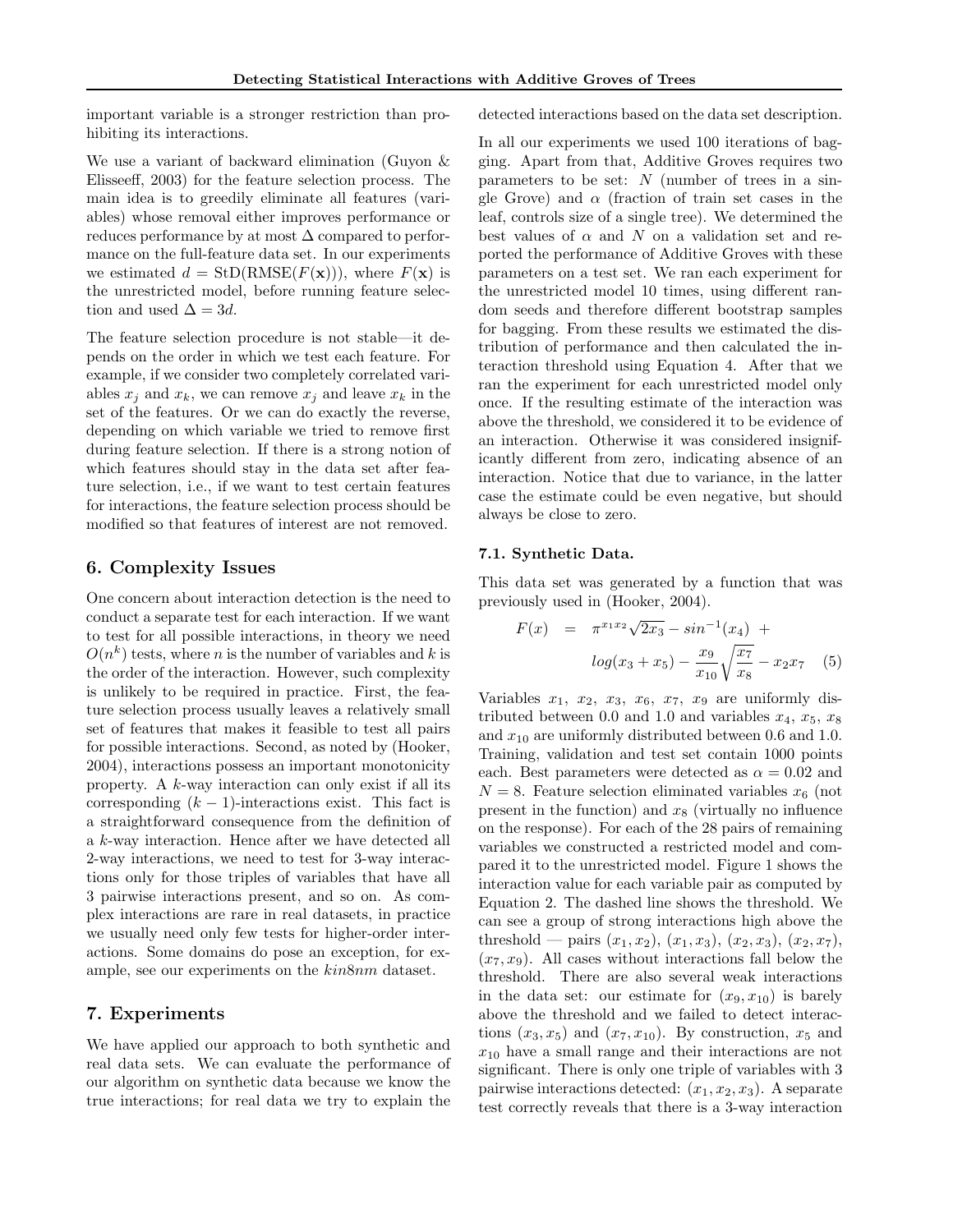important variable is a stronger restriction than prohibiting its interactions.

We use a variant of backward elimination (Guyon & Elisseeff, 2003) for the feature selection process. The main idea is to greedily eliminate all features (variables) whose removal either improves performance or reduces performance by at most $\Delta$ compared to performance on the full-feature data set. In our experiments we estimated $d = \text{StD}(\text{RMSE}(F(\mathbf{x})))$, where $F(\mathbf{x})$ is the unrestricted model, before running feature selection and used $\Delta = 3d$.

The feature selection procedure is not stable—it depends on the order in which we test each feature. For example, if we consider two completely correlated variables $x_j$ and $x_k$, we can remove $x_j$ and leave $x_k$ in the set of the features. Or we can do exactly the reverse, depending on which variable we tried to remove first during feature selection. If there is a strong notion of which features should stay in the data set after feature selection, i.e., if we want to test certain features for interactions, the feature selection process should be modified so that features of interest are not removed.

## 6. Complexity Issues

One concern about interaction detection is the need to conduct a separate test for each interaction. If we want to test for all possible interactions, in theory we need $O(n^k)$ tests, where $n$ is the number of variables and $k$ is the order of the interaction. However, such complexity is unlikely to be required in practice. First, the feature selection process usually leaves a relatively small set of features that makes it feasible to test all pairs for possible interactions. Second, as noted by (Hooker, 2004), interactions possess an important monotonicity property. A $k$-way interaction can only exist if all its corresponding $(k-1)$-interactions exist. This fact is a straightforward consequence from the definition of a $k$-way interaction. Hence after we have detected all 2-way interactions, we need to test for 3-way interactions only for those triples of variables that have all 3 pairwise interactions present, and so on. As complex interactions are rare in real datasets, in practice we usually need only few tests for higher-order interactions. Some domains do pose an exception, for example, see our experiments on the *kin8nm* dataset.

## 7. Experiments

We have applied our approach to both synthetic and real data sets. We can evaluate the performance of our algorithm on synthetic data because we know the true interactions; for real data we try to explain the detected interactions based on the data set description.

In all our experiments we used 100 iterations of bagging. Apart from that, Additive Groves requires two parameters to be set: $N$ (number of trees in a single Grove) and $\alpha$ (fraction of train set cases in the leaf, controls size of a single tree). We determined the best values of $\alpha$ and $N$ on a validation set and reported the performance of Additive Groves with these parameters on a test set. We ran each experiment for the unrestricted model 10 times, using different random seeds and therefore different bootstrap samples for bagging. From these results we estimated the distribution of performance and then calculated the interaction threshold using Equation 4. After that we ran the experiment for each unrestricted model only once. If the resulting estimate of the interaction was above the threshold, we considered it to be evidence of an interaction. Otherwise it was considered insignificantly different from zero, indicating absence of an interaction. Notice that due to variance, in the latter case the estimate could be even negative, but should always be close to zero.

### 7.1. Synthetic Data.

This data set was generated by a function that was previously used in (Hooker, 2004).

$$F(x) = \pi^{x_1 x_2}\sqrt{2x_3} - sin^{-1}(x_4) + log(x_3 + x_5) - \frac{x_9}{x_{10}}\sqrt{\frac{x_7}{x_8}} - x_2 x_7 \quad (5)$$

Variables $x_1$, $x_2$, $x_3$, $x_6$, $x_7$, $x_9$ are uniformly distributed between 0.0 and 1.0 and variables $x_4$, $x_5$, $x_8$ and $x_{10}$ are uniformly distributed between 0.6 and 1.0. Training, validation and test set contain 1000 points each. Best parameters were detected as $\alpha = 0.02$ and $N = 8$. Feature selection eliminated variables $x_6$ (not present in the function) and $x_8$ (virtually no influence on the response). For each of the 28 pairs of remaining variables we constructed a restricted model and compared it to the unrestricted model. Figure 1 shows the interaction value for each variable pair as computed by Equation 2. The dashed line shows the threshold. We can see a group of strong interactions high above the threshold — pairs $(x_1, x_2)$, $(x_1, x_3)$, $(x_2, x_3)$, $(x_2, x_7)$, $(x_7, x_9)$. All cases without interactions fall below the threshold. There are also several weak interactions in the data set: our estimate for $(x_9, x_{10})$ is barely above the threshold and we failed to detect interactions $(x_3, x_5)$ and $(x_7, x_{10})$. By construction, $x_5$ and $x_{10}$ have a small range and their interactions are not significant. There is only one triple of variables with 3 pairwise interactions detected: $(x_1, x_2, x_3)$. A separate test correctly reveals that there is a 3-way interaction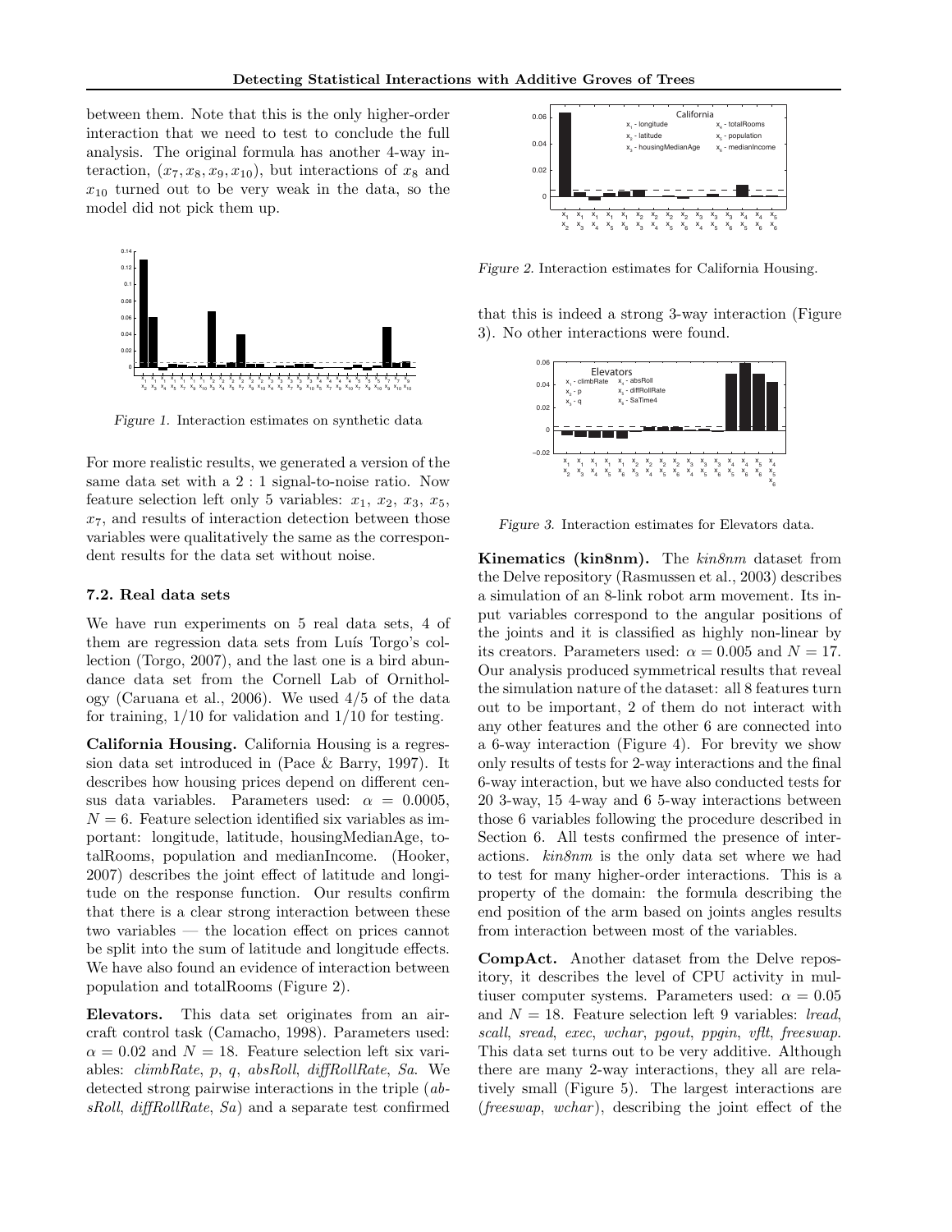between them. Note that this is the only higher-order interaction that we need to test to conclude the full analysis. The original formula has another 4-way interaction, $(x_7, x_8, x_9, x_{10})$, but interactions of $x_8$ and $x_{10}$ turned out to be very weak in the data, so the model did not pick them up.

*Figure 1.* Interaction estimates on synthetic data

For more realistic results, we generated a version of the same data set with a 2 : 1 signal-to-noise ratio. Now feature selection left only 5 variables: $x_1$, $x_2$, $x_3$, $x_5$, $x_7$, and results of interaction detection between those variables were qualitatively the same as the correspondent results for the data set without noise.

### 7.2. Real data sets

We have run experiments on 5 real data sets, 4 of them are regression data sets from Luís Torgo's collection (Torgo, 2007), and the last one is a bird abundance data set from the Cornell Lab of Ornithology (Caruana et al., 2006). We used 4/5 of the data for training, 1/10 for validation and 1/10 for testing.

**California Housing.** California Housing is a regression data set introduced in (Pace & Barry, 1997). It describes how housing prices depend on different census data variables. Parameters used: $\alpha = 0.0005$, $N = 6$. Feature selection identified six variables as important: longitude, latitude, housingMedianAge, totalRooms, population and medianIncome. (Hooker, 2007) describes the joint effect of latitude and longitude on the response function. Our results confirm that there is a clear strong interaction between these two variables — the location effect on prices cannot be split into the sum of latitude and longitude effects. We have also found an evidence of interaction between population and totalRooms (Figure 2).

**Elevators.** This data set originates from an aircraft control task (Camacho, 1998). Parameters used: $\alpha = 0.02$ and $N = 18$. Feature selection left six variables: *climbRate*, *p*, *q*, *absRoll*, *diffRollRate*, *Sa*. We detected strong pairwise interactions in the triple (*absRoll*, *diffRollRate*, *Sa*) and a separate test confirmed

*Figure 2.* Interaction estimates for California Housing.

that this is indeed a strong 3-way interaction (Figure 3). No other interactions were found.

*Figure 3.* Interaction estimates for Elevators data.

**Kinematics (kin8nm).** The *kin8nm* dataset from the Delve repository (Rasmussen et al., 2003) describes a simulation of an 8-link robot arm movement. Its input variables correspond to the angular positions of the joints and it is classified as highly non-linear by its creators. Parameters used: $\alpha = 0.005$ and $N = 17$. Our analysis produced symmetrical results that reveal the simulation nature of the dataset: all 8 features turn out to be important, 2 of them do not interact with any other features and the other 6 are connected into a 6-way interaction (Figure 4). For brevity we show only results of tests for 2-way interactions and the final 6-way interaction, but we have also conducted tests for 20 3-way, 15 4-way and 6 5-way interactions between those 6 variables following the procedure described in Section 6. All tests confirmed the presence of interactions. *kin8nm* is the only data set where we had to test for many higher-order interactions. This is a property of the domain: the formula describing the end position of the arm based on joints angles results from interaction between most of the variables.

**CompAct.** Another dataset from the Delve repository, it describes the level of CPU activity in multiuser computer systems. Parameters used: $\alpha = 0.05$ and $N = 18$. Feature selection left 9 variables: *lread*, *scall*, *sread*, *exec*, *wchar*, *pgout*, *ppgin*, *vflt*, *freeswap*. This data set turns out to be very additive. Although there are many 2-way interactions, they all are relatively small (Figure 5). The largest interactions are (*freeswap*, *wchar*), describing the joint effect of the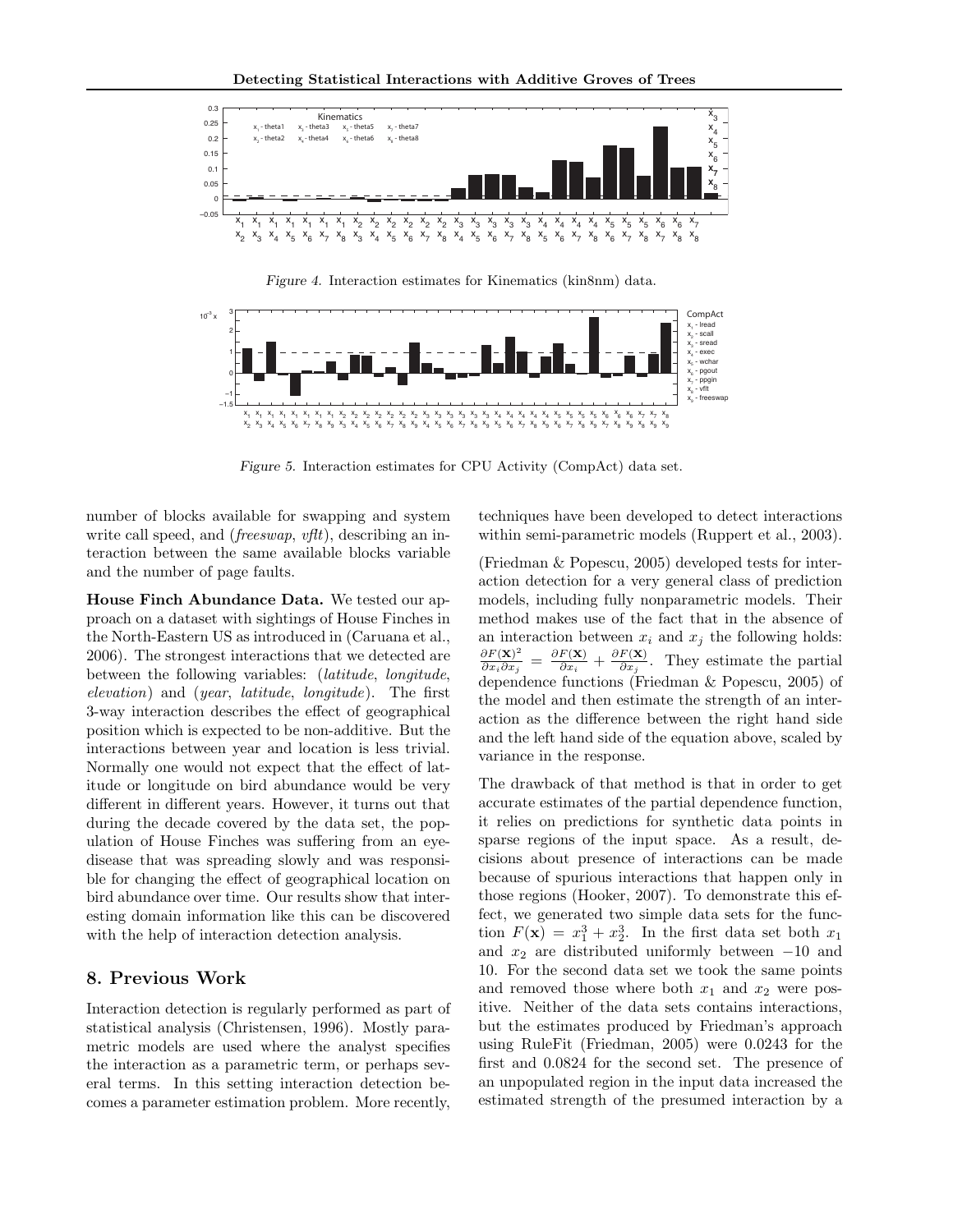Figure 4. Interaction estimates for Kinematics (kin8nm) data.

Figure 5. Interaction estimates for CPU Activity (CompAct) data set.

number of blocks available for swapping and system write call speed, and (*freeswap*, *vflt*), describing an interaction between the same available blocks variable and the number of page faults.

**House Finch Abundance Data.** We tested our approach on a dataset with sightings of House Finches in the North-Eastern US as introduced in (Caruana et al., 2006). The strongest interactions that we detected are between the following variables: (*latitude*, *longitude*, *elevation*) and (*year*, *latitude*, *longitude*). The first 3-way interaction describes the effect of geographical position which is expected to be non-additive. But the interactions between year and location is less trivial. Normally one would not expect that the effect of latitude or longitude on bird abundance would be very different in different years. However, it turns out that during the decade covered by the data set, the population of House Finches was suffering from an eye-disease that was spreading slowly and was responsible for changing the effect of geographical location on bird abundance over time. Our results show that interesting domain information like this can be discovered with the help of interaction detection analysis.

## 8. Previous Work

Interaction detection is regularly performed as part of statistical analysis (Christensen, 1996). Mostly parametric models are used where the analyst specifies the interaction as a parametric term, or perhaps several terms. In this setting interaction detection becomes a parameter estimation problem. More recently, techniques have been developed to detect interactions within semi-parametric models (Ruppert et al., 2003).

(Friedman & Popescu, 2005) developed tests for interaction detection for a very general class of prediction models, including fully nonparametric models. Their method makes use of the fact that in the absence of an interaction between $x_i$ and $x_j$ the following holds: $\frac{\partial F(\mathbf{x})^2}{\partial x_i \partial x_j} = \frac{\partial F(\mathbf{x})}{\partial x_i} + \frac{\partial F(\mathbf{x})}{\partial x_j}$. They estimate the partial dependence functions (Friedman & Popescu, 2005) of the model and then estimate the strength of an interaction as the difference between the right hand side and the left hand side of the equation above, scaled by variance in the response.

The drawback of that method is that in order to get accurate estimates of the partial dependence function, it relies on predictions for synthetic data points in sparse regions of the input space. As a result, decisions about presence of interactions can be made because of spurious interactions that happen only in those regions (Hooker, 2007). To demonstrate this effect, we generated two simple data sets for the function $F(\mathbf{x}) = x_1^3 + x_2^3$. In the first data set both $x_1$ and $x_2$ are distributed uniformly between $-10$ and 10. For the second data set we took the same points and removed those where both $x_1$ and $x_2$ were positive. Neither of the data sets contains interactions, but the estimates produced by Friedman's approach using RuleFit (Friedman, 2005) were 0.0243 for the first and 0.0824 for the second set. The presence of an unpopulated region in the input data increased the estimated strength of the presumed interaction by a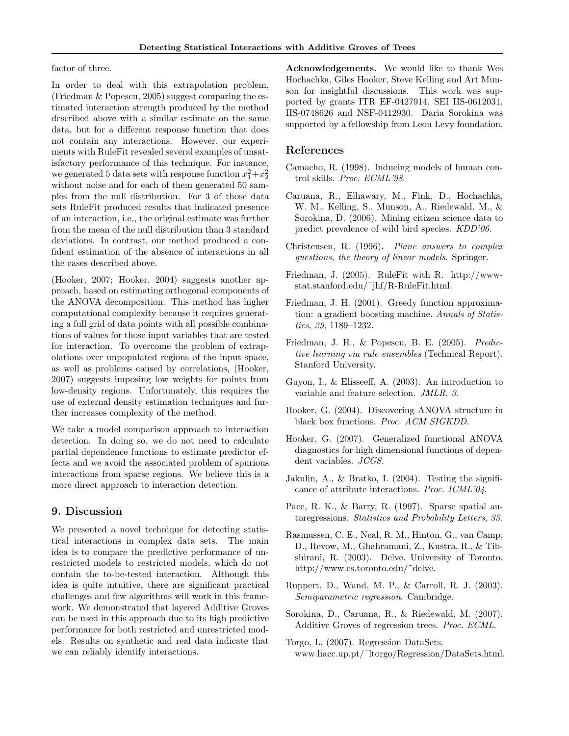factor of three.

In order to deal with this extrapolation problem, (Friedman & Popescu, 2005) suggest comparing the estimated interaction strength produced by the method described above with a similar estimate on the same data, but for a different response function that does not contain any interactions. However, our experiments with RuleFit revealed several examples of unsatisfactory performance of this technique. For instance, we generated 5 data sets with response function $x_1^2+x_2^2$ without noise and for each of them generated 50 samples from the null distribution. For 3 of those data sets RuleFit produced results that indicated presence of an interaction, i.e., the original estimate was further from the mean of the null distribution than 3 standard deviations. In contrast, our method produced a confident estimation of the absence of interactions in all the cases described above.

(Hooker, 2007; Hooker, 2004) suggests another approach, based on estimating orthogonal components of the ANOVA decomposition. This method has higher computational complexity because it requires generating a full grid of data points with all possible combinations of values for those input variables that are tested for interaction. To overcome the problem of extrapolations over unpopulated regions of the input space, as well as problems caused by correlations, (Hooker, 2007) suggests imposing low weights for points from low-density regions. Unfortunately, this requires the use of external density estimation techniques and further increases complexity of the method.

We take a model comparison approach to interaction detection. In doing so, we do not need to calculate partial dependence functions to estimate predictor effects and we avoid the associated problem of spurious interactions from sparse regions. We believe this is a more direct approach to interaction detection.

## 9. Discussion

We presented a novel technique for detecting statistical interactions in complex data sets. The main idea is to compare the predictive performance of unrestricted models to restricted models, which do not contain the to-be-tested interaction. Although this idea is quite intuitive, there are significant practical challenges and few algorithms will work in this framework. We demonstrated that layered Additive Groves can be used in this approach due to its high predictive performance for both restricted and unrestricted models. Results on synthetic and real data indicate that we can reliably identify interactions.

**Acknowledgements.** We would like to thank Wes Hochachka, Giles Hooker, Steve Kelling and Art Munson for insightful discussions. This work was supported by grants ITR EF-0427914, SEI IIS-0612031, IIS-0748626 and NSF-0412930. Daria Sorokina was supported by a fellowship from Leon Levy foundation.

## References

Camacho, R. (1998). Inducing models of human control skills. *Proc. ECML'98*.

Caruana, R., Elhawary, M., Fink, D., Hochachka, W. M., Kelling, S., Munson, A., Riedewald, M., & Sorokina, D. (2006). Mining citizen science data to predict prevalence of wild bird species. *KDD'06*.

Christensen, R. (1996). *Plane answers to complex questions, the theory of linear models*. Springer.

Friedman, J. (2005). RuleFit with R. http://www-stat.stanford.edu/~jhf/R-RuleFit.html.

Friedman, J. H. (2001). Greedy function approximation: a gradient boosting machine. *Annals of Statistics*, *29*, 1189–1232.

Friedman, J. H., & Popescu, B. E. (2005). *Predictive learning via rule ensembles* (Technical Report). Stanford University.

Guyon, I., & Elisseeff, A. (2003). An introduction to variable and feature selection. *JMLR*, *3*.

Hooker, G. (2004). Discovering ANOVA structure in black box functions. *Proc. ACM SIGKDD*.

Hooker, G. (2007). Generalized functional ANOVA diagnostics for high dimensional functions of dependent variables. *JCGS*.

Jakulin, A., & Bratko, I. (2004). Testing the significance of attribute interactions. *Proc. ICML'04*.

Pace, R. K., & Barry, R. (1997). Sparse spatial autoregressions. *Statistics and Probability Letters*, *33*.

Rasmussen, C. E., Neal, R. M., Hinton, G., van Camp, D., Revow, M., Ghahramani, Z., Kustra, R., & Tibshirani, R. (2003). Delve. University of Toronto. http://www.cs.toronto.edu/~delve.

Ruppert, D., Wand, M. P., & Carroll, R. J. (2003). *Semiparametric regression*. Cambridge.

Sorokina, D., Caruana, R., & Riedewald, M. (2007). Additive Groves of regression trees. *Proc. ECML*.

Torgo, L. (2007). Regression DataSets. www.liacc.up.pt/~ltorgo/Regression/DataSets.html.